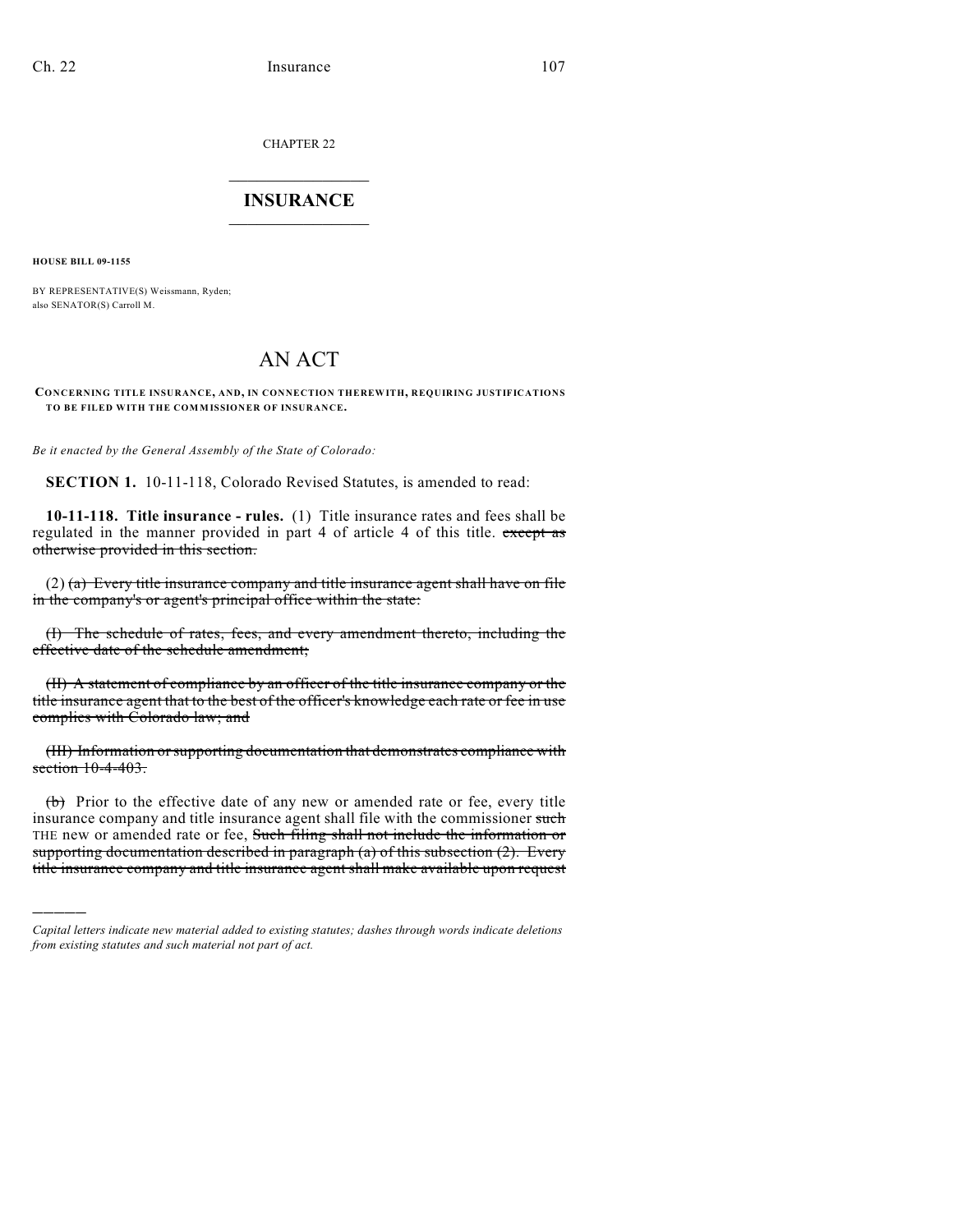CHAPTER 22

# INSURANCE

**HOUSE BILL 09-1155**

BY REPRESENTATIVE(S) Weissmann, Ryden;
also SENATOR(S) Carroll M.

# AN ACT

**CONCERNING TITLE INSURANCE, AND, IN CONNECTION THEREWITH, REQUIRING JUSTIFICATIONS TO BE FILED WITH THE COMMISSIONER OF INSURANCE.**

*Be it enacted by the General Assembly of the State of Colorado:*

**SECTION 1.** 10-11-118, Colorado Revised Statutes, is amended to read:

**10-11-118. Title insurance - rules.** (1) Title insurance rates and fees shall be regulated in the manner provided in part 4 of article 4 of this title. ~~except as otherwise provided in this section.~~

(2) ~~(a) Every title insurance company and title insurance agent shall have on file in the company's or agent's principal office within the state:~~

~~(I) The schedule of rates, fees, and every amendment thereto, including the effective date of the schedule amendment;~~

~~(II) A statement of compliance by an officer of the title insurance company or the title insurance agent that to the best of the officer's knowledge each rate or fee in use complies with Colorado law; and~~

~~(III) Information or supporting documentation that demonstrates compliance with section 10-4-403.~~

~~(b)~~ Prior to the effective date of any new or amended rate or fee, every title insurance company and title insurance agent shall file with the commissioner ~~such~~ THE new or amended rate or fee, ~~Such filing shall not include the information or supporting documentation described in paragraph (a) of this subsection (2). Every title insurance company and title insurance agent shall make available upon request~~

---

*Capital letters indicate new material added to existing statutes; dashes through words indicate deletions from existing statutes and such material not part of act.*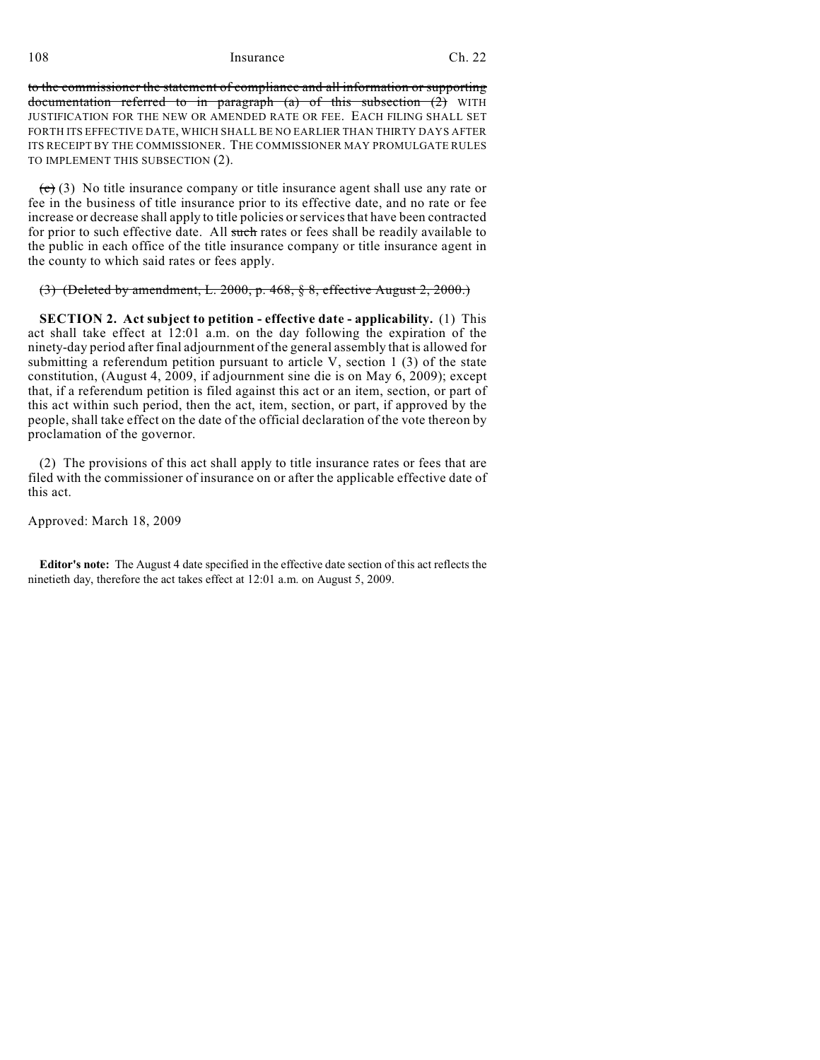~~to the commissioner the statement of compliance and all information or supporting documentation referred to in paragraph (a) of this subsection (2)~~ WITH JUSTIFICATION FOR THE NEW OR AMENDED RATE OR FEE. EACH FILING SHALL SET FORTH ITS EFFECTIVE DATE, WHICH SHALL BE NO EARLIER THAN THIRTY DAYS AFTER ITS RECEIPT BY THE COMMISSIONER. THE COMMISSIONER MAY PROMULGATE RULES TO IMPLEMENT THIS SUBSECTION (2).

~~(c)~~ (3) No title insurance company or title insurance agent shall use any rate or fee in the business of title insurance prior to its effective date, and no rate or fee increase or decrease shall apply to title policies or services that have been contracted for prior to such effective date. All ~~such~~ rates or fees shall be readily available to the public in each office of the title insurance company or title insurance agent in the county to which said rates or fees apply.

~~(3) (Deleted by amendment, L. 2000, p. 468, § 8, effective August 2, 2000.)~~

**SECTION 2. Act subject to petition - effective date - applicability.** (1) This act shall take effect at 12:01 a.m. on the day following the expiration of the ninety-day period after final adjournment of the general assembly that is allowed for submitting a referendum petition pursuant to article V, section 1 (3) of the state constitution, (August 4, 2009, if adjournment sine die is on May 6, 2009); except that, if a referendum petition is filed against this act or an item, section, or part of this act within such period, then the act, item, section, or part, if approved by the people, shall take effect on the date of the official declaration of the vote thereon by proclamation of the governor.

(2) The provisions of this act shall apply to title insurance rates or fees that are filed with the commissioner of insurance on or after the applicable effective date of this act.

Approved: March 18, 2009

**Editor's note:** The August 4 date specified in the effective date section of this act reflects the ninetieth day, therefore the act takes effect at 12:01 a.m. on August 5, 2009.